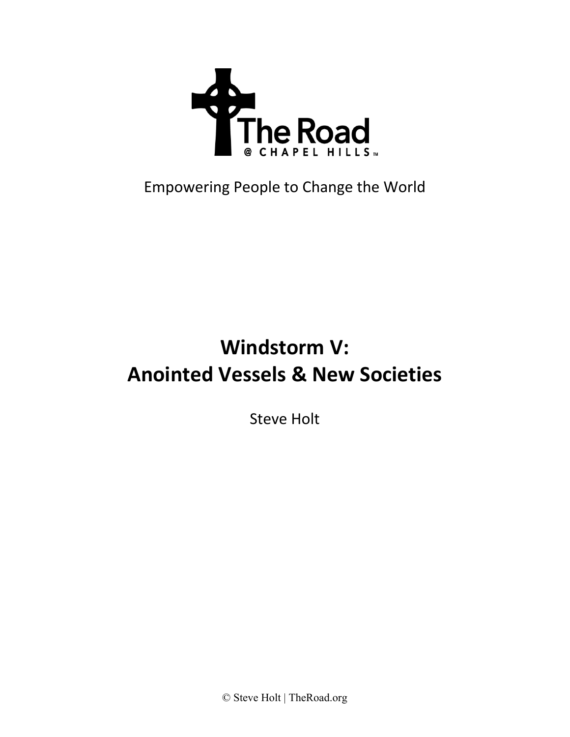The Road
@ CHAPEL HILLS™

Empowering People to Change the World

# Windstorm V: Anointed Vessels & New Societies

Steve Holt

© Steve Holt | TheRoad.org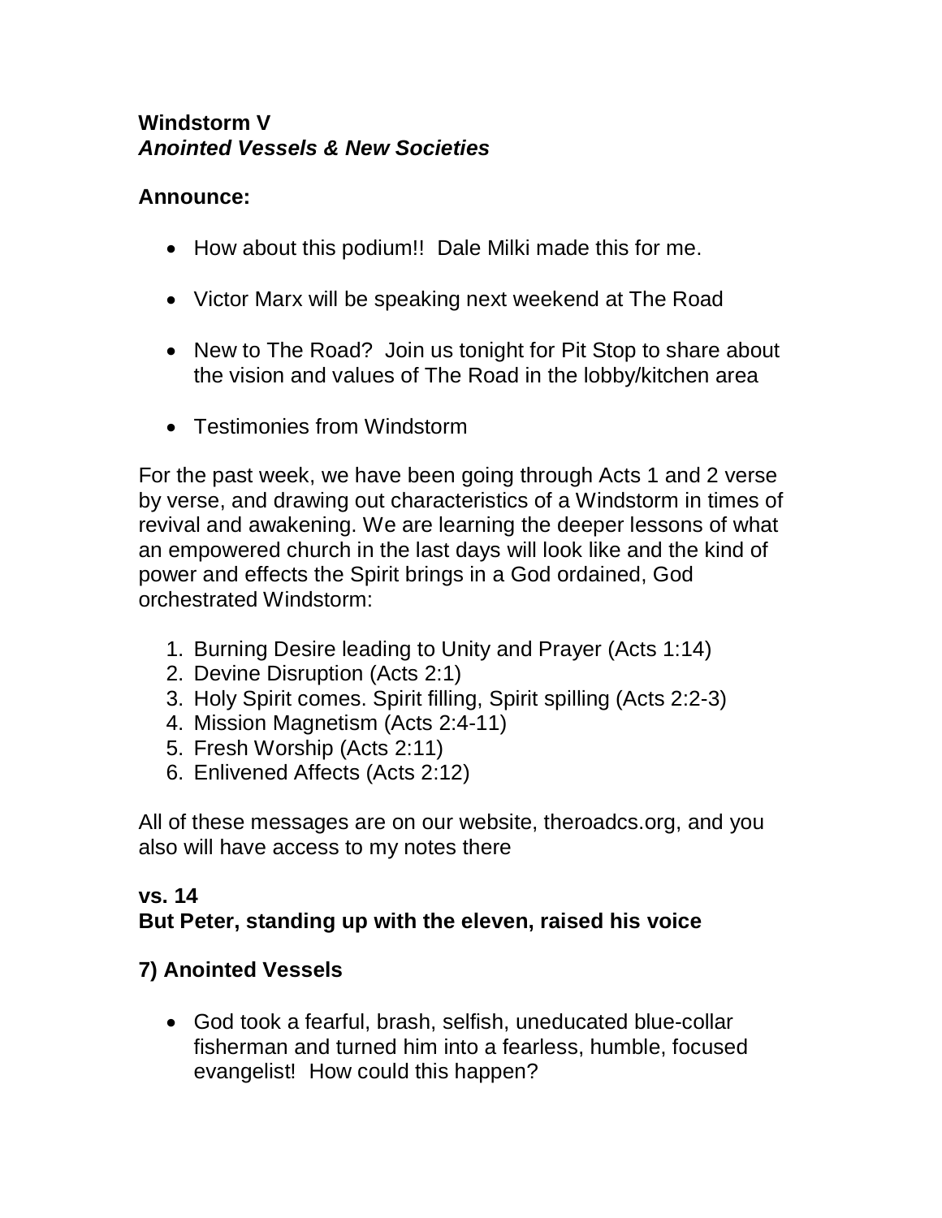**Windstorm V**
***Anointed Vessels & New Societies***

**Announce:**

- How about this podium!! Dale Milki made this for me.
- Victor Marx will be speaking next weekend at The Road
- New to The Road? Join us tonight for Pit Stop to share about the vision and values of The Road in the lobby/kitchen area
- Testimonies from Windstorm

For the past week, we have been going through Acts 1 and 2 verse by verse, and drawing out characteristics of a Windstorm in times of revival and awakening. We are learning the deeper lessons of what an empowered church in the last days will look like and the kind of power and effects the Spirit brings in a God ordained, God orchestrated Windstorm:

1. Burning Desire leading to Unity and Prayer (Acts 1:14)
2. Devine Disruption (Acts 2:1)
3. Holy Spirit comes. Spirit filling, Spirit spilling (Acts 2:2-3)
4. Mission Magnetism (Acts 2:4-11)
5. Fresh Worship (Acts 2:11)
6. Enlivened Affects (Acts 2:12)

All of these messages are on our website, theroadcs.org, and you also will have access to my notes there

**vs. 14**
**But Peter, standing up with the eleven, raised his voice**

**7) Anointed Vessels**

- God took a fearful, brash, selfish, uneducated blue-collar fisherman and turned him into a fearless, humble, focused evangelist! How could this happen?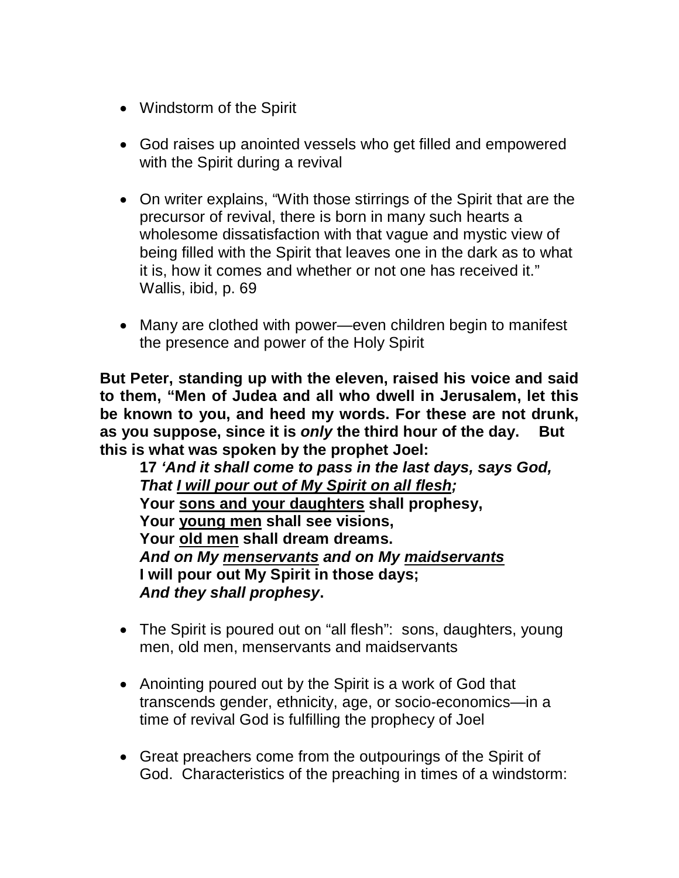- Windstorm of the Spirit

- God raises up anointed vessels who get filled and empowered with the Spirit during a revival

- On writer explains, "With those stirrings of the Spirit that are the precursor of revival, there is born in many such hearts a wholesome dissatisfaction with that vague and mystic view of being filled with the Spirit that leaves one in the dark as to what it is, how it comes and whether or not one has received it." Wallis, ibid, p. 69

- Many are clothed with power—even children begin to manifest the presence and power of the Holy Spirit

**But Peter, standing up with the eleven, raised his voice and said to them, "Men of Judea and all who dwell in Jerusalem, let this be known to you, and heed my words. For these are not drunk, as you suppose, since it is *only* the third hour of the day. But this is what was spoken by the prophet Joel:**

> **17 *'And it shall come to pass in the last days, says God,***
> ***That <u>I will pour out of My Spirit on all flesh</u>;***
> **Your <u>sons and your daughters</u> shall prophesy,**
> **Your <u>young men</u> shall see visions,**
> **Your <u>old men</u> shall dream dreams.**
> ***And on My <u>menservants</u> and on My <u>maidservants</u>***
> **I will pour out My Spirit in those days;**
> ***And they shall prophesy*.**

- The Spirit is poured out on "all flesh": sons, daughters, young men, old men, menservants and maidservants

- Anointing poured out by the Spirit is a work of God that transcends gender, ethnicity, age, or socio-economics—in a time of revival God is fulfilling the prophecy of Joel

- Great preachers come from the outpourings of the Spirit of God. Characteristics of the preaching in times of a windstorm: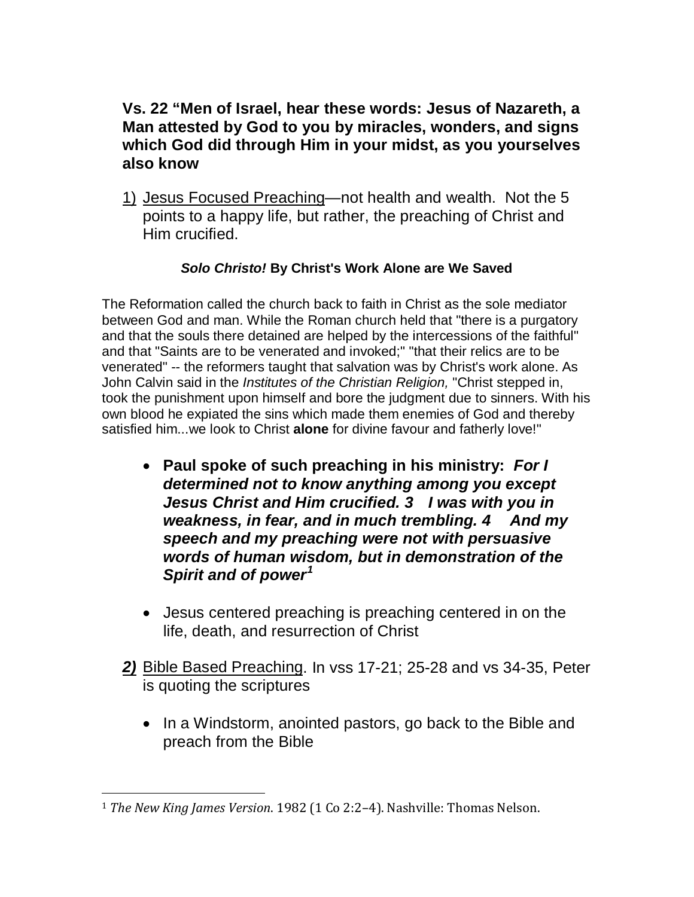**Vs. 22 "Men of Israel, hear these words: Jesus of Nazareth, a Man attested by God to you by miracles, wonders, and signs which God did through Him in your midst, as you yourselves also know**

1) Jesus Focused Preaching—not health and wealth. Not the 5 points to a happy life, but rather, the preaching of Christ and Him crucified.

***Solo Christo!* By Christ's Work Alone are We Saved**

The Reformation called the church back to faith in Christ as the sole mediator between God and man. While the Roman church held that "there is a purgatory and that the souls there detained are helped by the intercessions of the faithful" and that "Saints are to be venerated and invoked;" "that their relics are to be venerated" -- the reformers taught that salvation was by Christ's work alone. As John Calvin said in the *Institutes of the Christian Religion,* "Christ stepped in, took the punishment upon himself and bore the judgment due to sinners. With his own blood he expiated the sins which made them enemies of God and thereby satisfied him...we look to Christ **alone** for divine favour and fatherly love!"

- **Paul spoke of such preaching in his ministry:** ***For I determined not to know anything among you except Jesus Christ and Him crucified. 3 I was with you in weakness, in fear, and in much trembling. 4 And my speech and my preaching were not with persuasive words of human wisdom, but in demonstration of the Spirit and of power***[1]

- Jesus centered preaching is preaching centered in on the life, death, and resurrection of Christ

***2)*** Bible Based Preaching. In vss 17-21; 25-28 and vs 34-35, Peter is quoting the scriptures

- In a Windstorm, anointed pastors, go back to the Bible and preach from the Bible

---

[1] *The New King James Version*. 1982 (1 Co 2:2–4). Nashville: Thomas Nelson.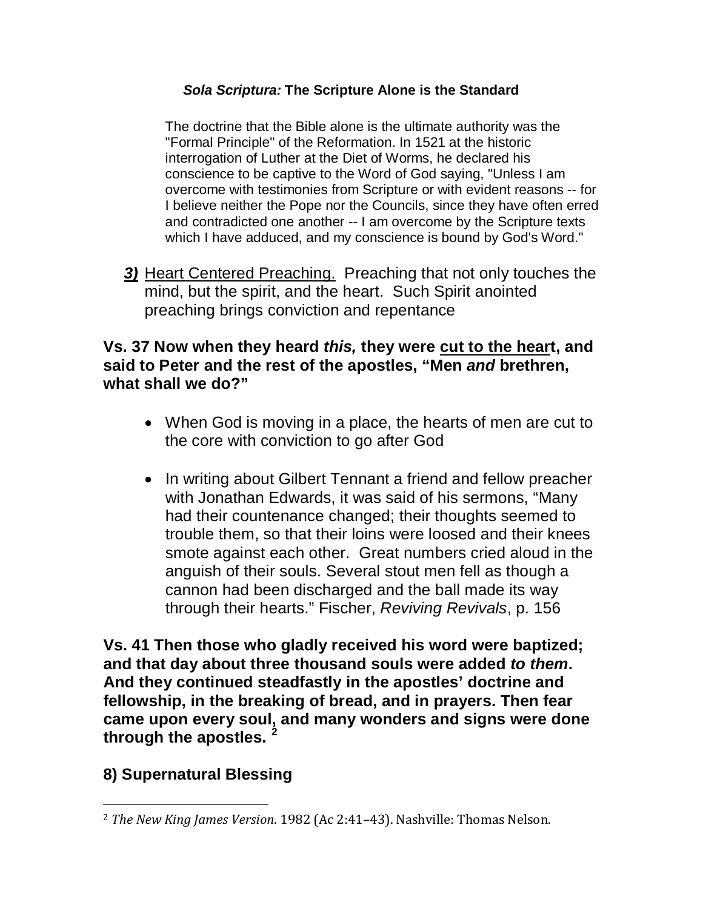***Sola Scriptura:* The Scripture Alone is the Standard**

> The doctrine that the Bible alone is the ultimate authority was the "Formal Principle" of the Reformation. In 1521 at the historic interrogation of Luther at the Diet of Worms, he declared his conscience to be captive to the Word of God saying, "Unless I am overcome with testimonies from Scripture or with evident reasons -- for I believe neither the Pope nor the Councils, since they have often erred and contradicted one another -- I am overcome by the Scripture texts which I have adduced, and my conscience is bound by God's Word."

***3)*** <u>Heart Centered Preaching.</u> Preaching that not only touches the mind, but the spirit, and the heart. Such Spirit anointed preaching brings conviction and repentance

**Vs. 37 Now when they heard *this,* they were <u>cut to the hear</u>t, and said to Peter and the rest of the apostles, "Men *and* brethren, what shall we do?"**

- When God is moving in a place, the hearts of men are cut to the core with conviction to go after God
- In writing about Gilbert Tennant a friend and fellow preacher with Jonathan Edwards, it was said of his sermons, "Many had their countenance changed; their thoughts seemed to trouble them, so that their loins were loosed and their knees smote against each other. Great numbers cried aloud in the anguish of their souls. Several stout men fell as though a cannon had been discharged and the ball made its way through their hearts." Fischer, *Reviving Revivals*, p. 156

**Vs. 41 Then those who gladly received his word were baptized; and that day about three thousand souls were added *to them*. And they continued steadfastly in the apostles' doctrine and fellowship, in the breaking of bread, and in prayers. Then fear came upon every soul, and many wonders and signs were done through the apostles.** [2]

## 8) Supernatural Blessing

---

[2] *The New King James Version*. 1982 (Ac 2:41–43). Nashville: Thomas Nelson.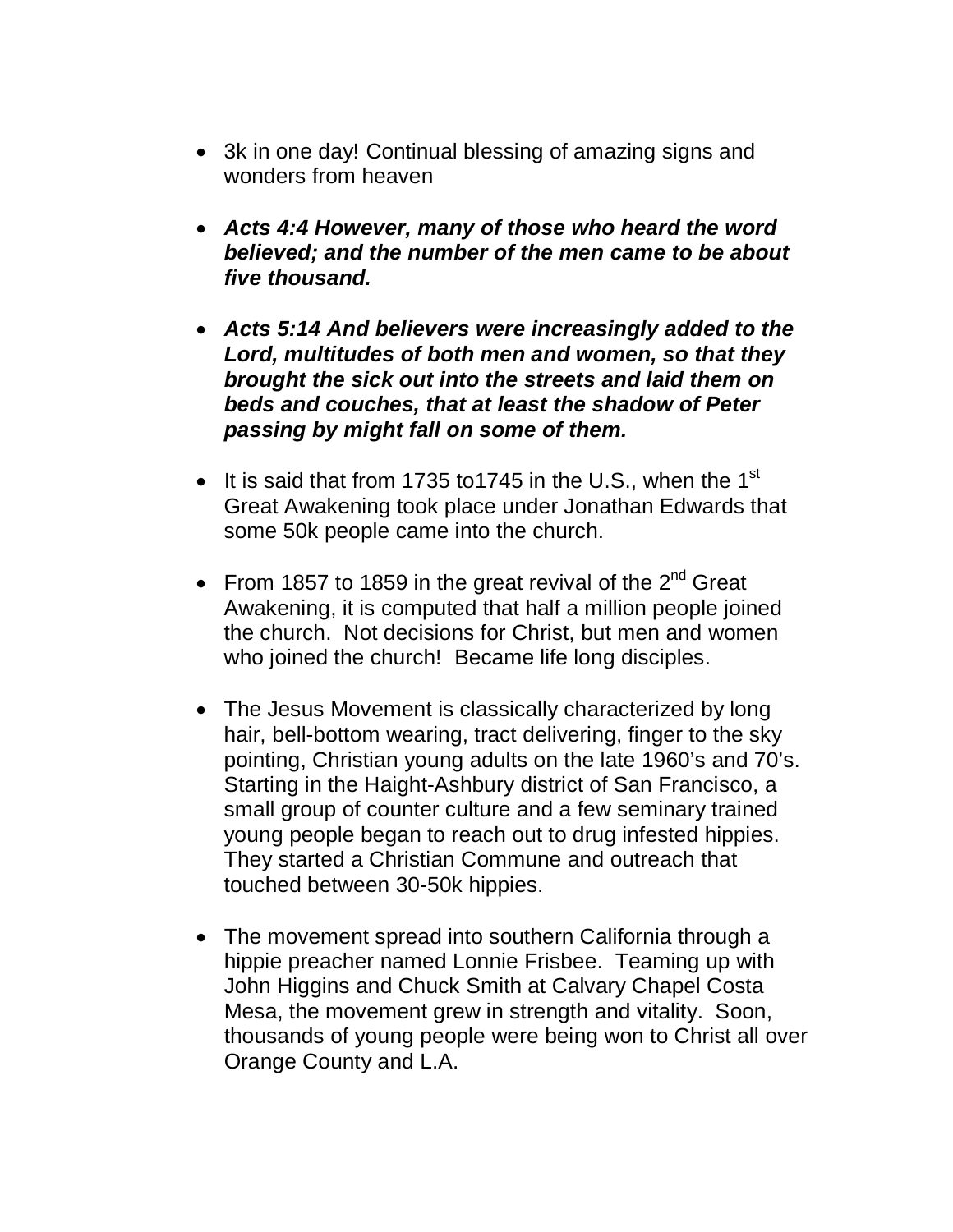- 3k in one day! Continual blessing of amazing signs and wonders from heaven

- ***Acts 4:4 However, many of those who heard the word believed; and the number of the men came to be about five thousand.***

- ***Acts 5:14 And believers were increasingly added to the Lord, multitudes of both men and women, so that they brought the sick out into the streets and laid them on beds and couches, that at least the shadow of Peter passing by might fall on some of them.***

- It is said that from 1735 to1745 in the U.S., when the 1st Great Awakening took place under Jonathan Edwards that some 50k people came into the church.

- From 1857 to 1859 in the great revival of the 2nd Great Awakening, it is computed that half a million people joined the church. Not decisions for Christ, but men and women who joined the church! Became life long disciples.

- The Jesus Movement is classically characterized by long hair, bell-bottom wearing, tract delivering, finger to the sky pointing, Christian young adults on the late 1960's and 70's. Starting in the Haight-Ashbury district of San Francisco, a small group of counter culture and a few seminary trained young people began to reach out to drug infested hippies. They started a Christian Commune and outreach that touched between 30-50k hippies.

- The movement spread into southern California through a hippie preacher named Lonnie Frisbee. Teaming up with John Higgins and Chuck Smith at Calvary Chapel Costa Mesa, the movement grew in strength and vitality. Soon, thousands of young people were being won to Christ all over Orange County and L.A.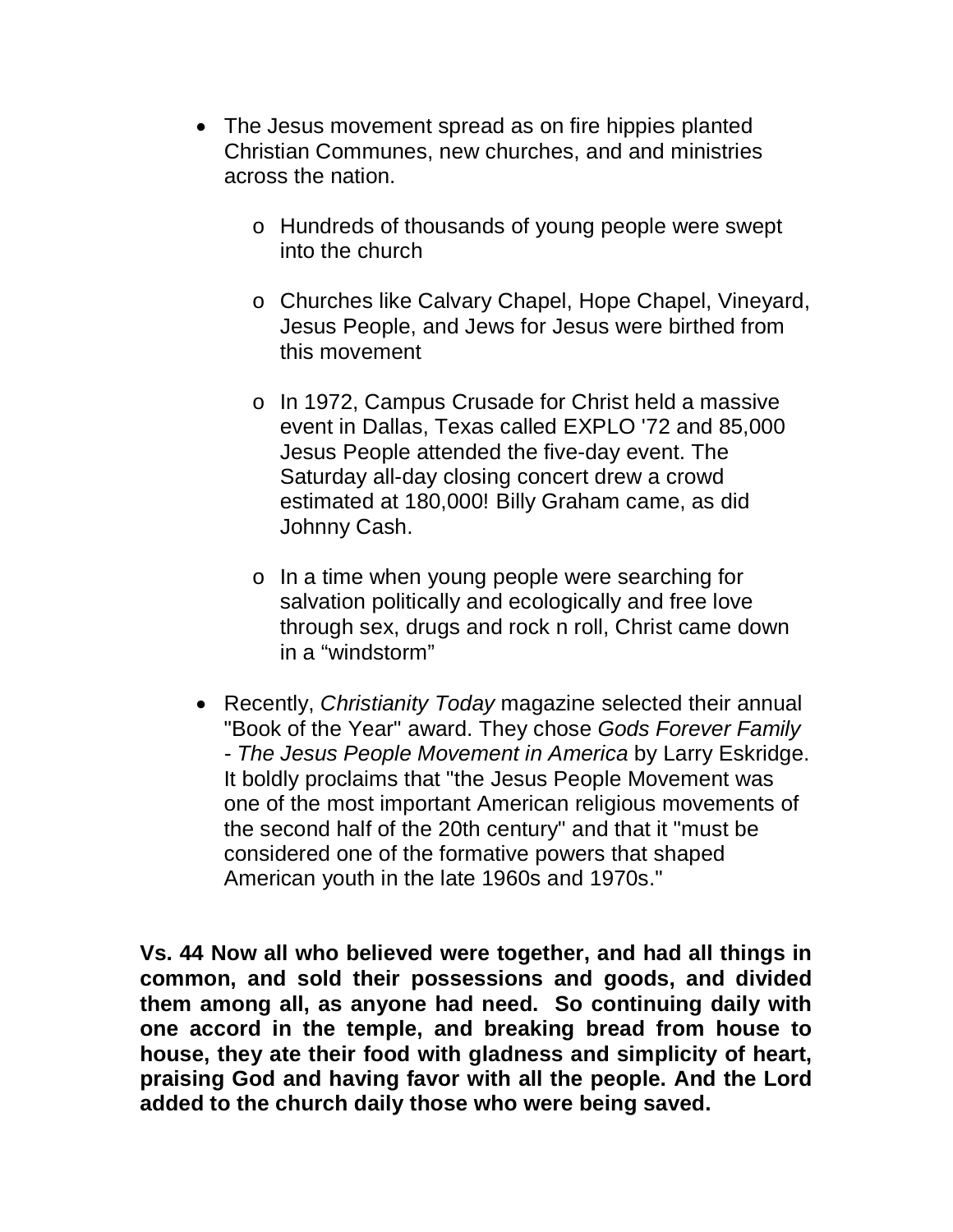- The Jesus movement spread as on fire hippies planted Christian Communes, new churches, and and ministries across the nation.
  - Hundreds of thousands of young people were swept into the church
  - Churches like Calvary Chapel, Hope Chapel, Vineyard, Jesus People, and Jews for Jesus were birthed from this movement
  - In 1972, Campus Crusade for Christ held a massive event in Dallas, Texas called EXPLO '72 and 85,000 Jesus People attended the five-day event. The Saturday all-day closing concert drew a crowd estimated at 180,000! Billy Graham came, as did Johnny Cash.
  - In a time when young people were searching for salvation politically and ecologically and free love through sex, drugs and rock n roll, Christ came down in a "windstorm"
- Recently, *Christianity Today* magazine selected their annual "Book of the Year" award. They chose *Gods Forever Family - The Jesus People Movement in America* by Larry Eskridge. It boldly proclaims that "the Jesus People Movement was one of the most important American religious movements of the second half of the 20th century" and that it "must be considered one of the formative powers that shaped American youth in the late 1960s and 1970s."

**Vs. 44 Now all who believed were together, and had all things in common, and sold their possessions and goods, and divided them among all, as anyone had need. So continuing daily with one accord in the temple, and breaking bread from house to house, they ate their food with gladness and simplicity of heart, praising God and having favor with all the people. And the Lord added to the church daily those who were being saved.**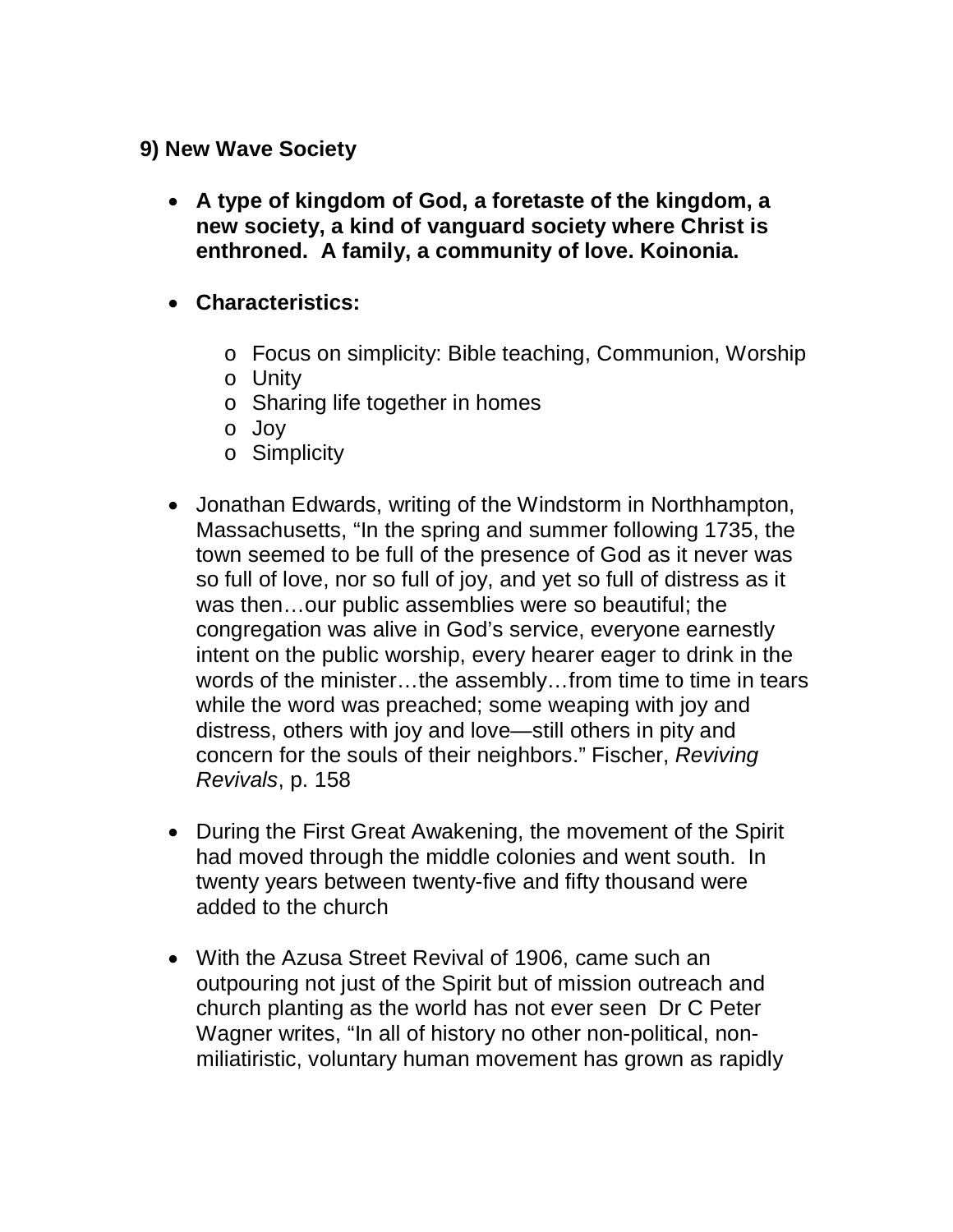**9) New Wave Society**

- **A type of kingdom of God, a foretaste of the kingdom, a new society, a kind of vanguard society where Christ is enthroned. A family, a community of love. Koinonia.**

- **Characteristics:**
    - Focus on simplicity: Bible teaching, Communion, Worship
    - Unity
    - Sharing life together in homes
    - Joy
    - Simplicity

- Jonathan Edwards, writing of the Windstorm in Northhampton, Massachusetts, "In the spring and summer following 1735, the town seemed to be full of the presence of God as it never was so full of love, nor so full of joy, and yet so full of distress as it was then…our public assemblies were so beautiful; the congregation was alive in God's service, everyone earnestly intent on the public worship, every hearer eager to drink in the words of the minister…the assembly…from time to time in tears while the word was preached; some weaping with joy and distress, others with joy and love—still others in pity and concern for the souls of their neighbors." Fischer, *Reviving Revivals*, p. 158

- During the First Great Awakening, the movement of the Spirit had moved through the middle colonies and went south. In twenty years between twenty-five and fifty thousand were added to the church

- With the Azusa Street Revival of 1906, came such an outpouring not just of the Spirit but of mission outreach and church planting as the world has not ever seen Dr C Peter Wagner writes, "In all of history no other non-political, non-miliatiristic, voluntary human movement has grown as rapidly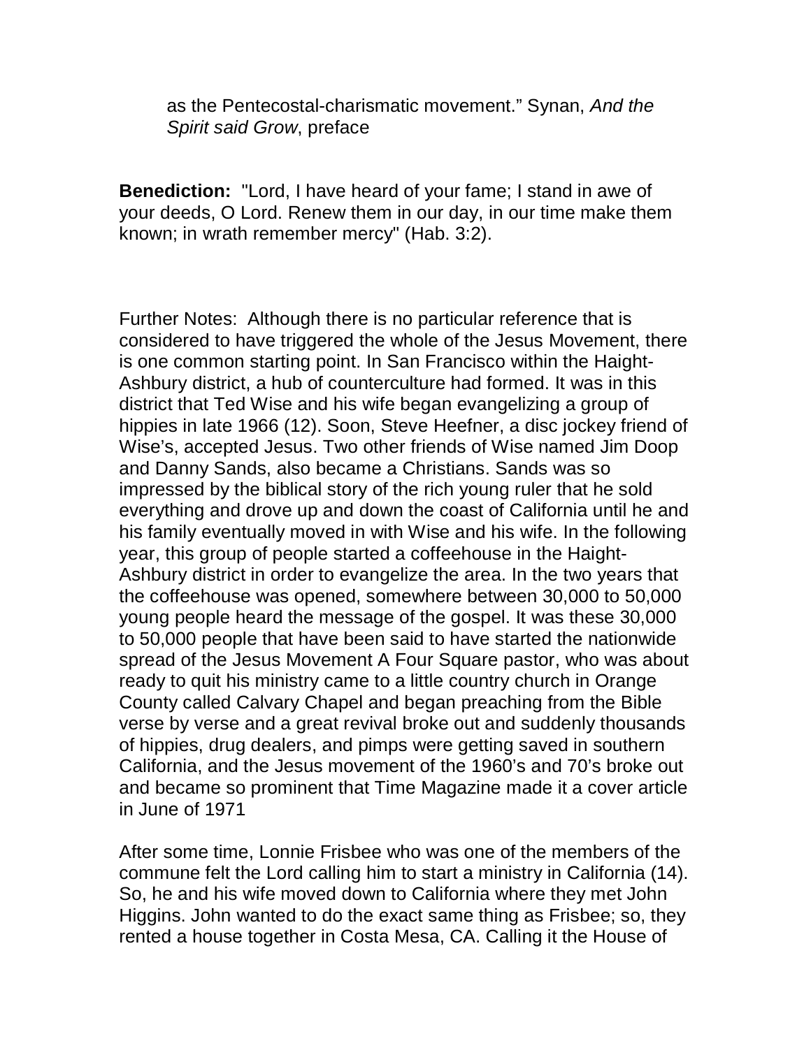as the Pentecostal-charismatic movement." Synan, *And the Spirit said Grow*, preface

**Benediction:** "Lord, I have heard of your fame; I stand in awe of your deeds, O Lord. Renew them in our day, in our time make them known; in wrath remember mercy" (Hab. 3:2).

Further Notes: Although there is no particular reference that is considered to have triggered the whole of the Jesus Movement, there is one common starting point. In San Francisco within the Haight-Ashbury district, a hub of counterculture had formed. It was in this district that Ted Wise and his wife began evangelizing a group of hippies in late 1966 (12). Soon, Steve Heefner, a disc jockey friend of Wise's, accepted Jesus. Two other friends of Wise named Jim Doop and Danny Sands, also became a Christians. Sands was so impressed by the biblical story of the rich young ruler that he sold everything and drove up and down the coast of California until he and his family eventually moved in with Wise and his wife. In the following year, this group of people started a coffeehouse in the Haight-Ashbury district in order to evangelize the area. In the two years that the coffeehouse was opened, somewhere between 30,000 to 50,000 young people heard the message of the gospel. It was these 30,000 to 50,000 people that have been said to have started the nationwide spread of the Jesus Movement A Four Square pastor, who was about ready to quit his ministry came to a little country church in Orange County called Calvary Chapel and began preaching from the Bible verse by verse and a great revival broke out and suddenly thousands of hippies, drug dealers, and pimps were getting saved in southern California, and the Jesus movement of the 1960's and 70's broke out and became so prominent that Time Magazine made it a cover article in June of 1971

After some time, Lonnie Frisbee who was one of the members of the commune felt the Lord calling him to start a ministry in California (14). So, he and his wife moved down to California where they met John Higgins. John wanted to do the exact same thing as Frisbee; so, they rented a house together in Costa Mesa, CA. Calling it the House of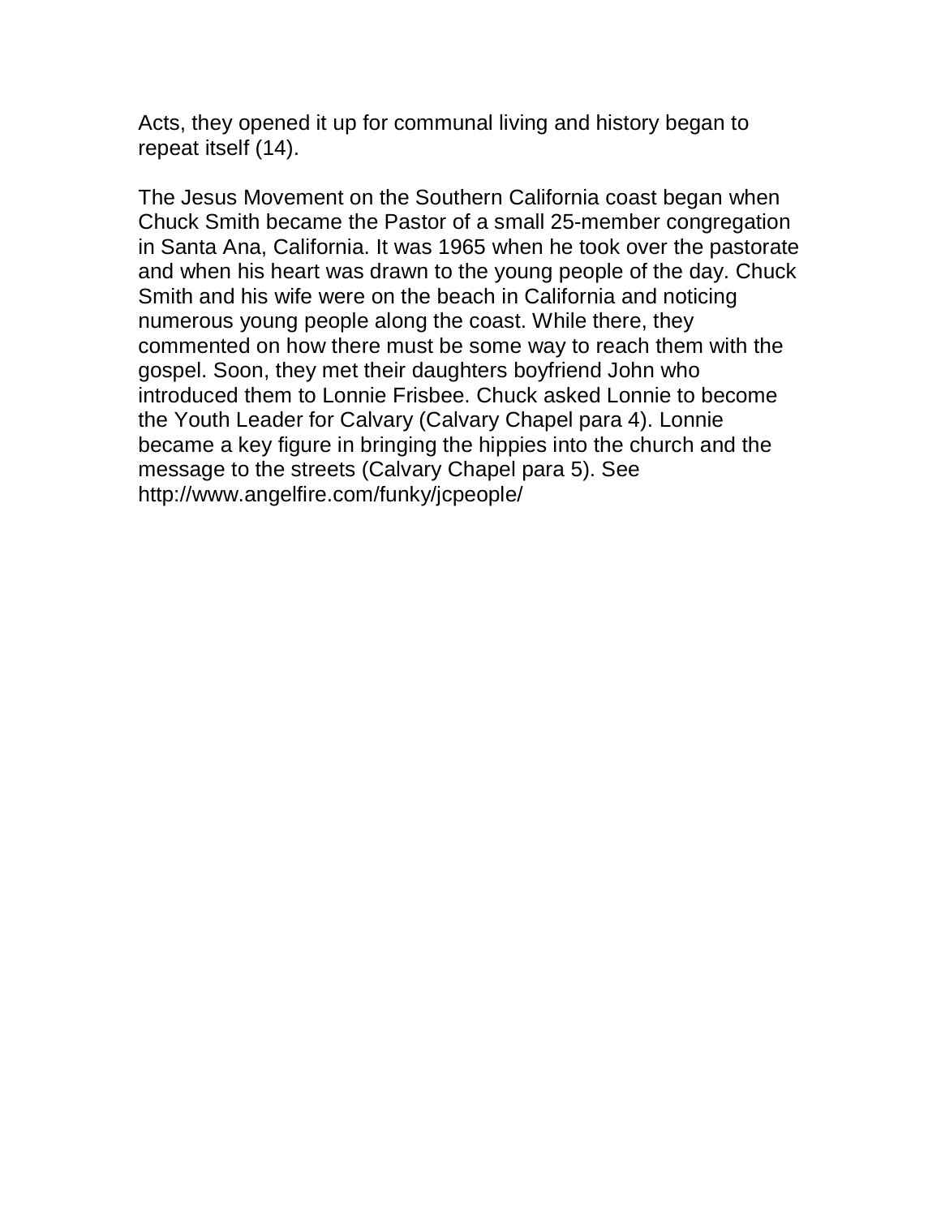Acts, they opened it up for communal living and history began to repeat itself (14).

The Jesus Movement on the Southern California coast began when Chuck Smith became the Pastor of a small 25-member congregation in Santa Ana, California. It was 1965 when he took over the pastorate and when his heart was drawn to the young people of the day. Chuck Smith and his wife were on the beach in California and noticing numerous young people along the coast. While there, they commented on how there must be some way to reach them with the gospel. Soon, they met their daughters boyfriend John who introduced them to Lonnie Frisbee. Chuck asked Lonnie to become the Youth Leader for Calvary (Calvary Chapel para 4). Lonnie became a key figure in bringing the hippies into the church and the message to the streets (Calvary Chapel para 5). See http://www.angelfire.com/funky/jcpeople/